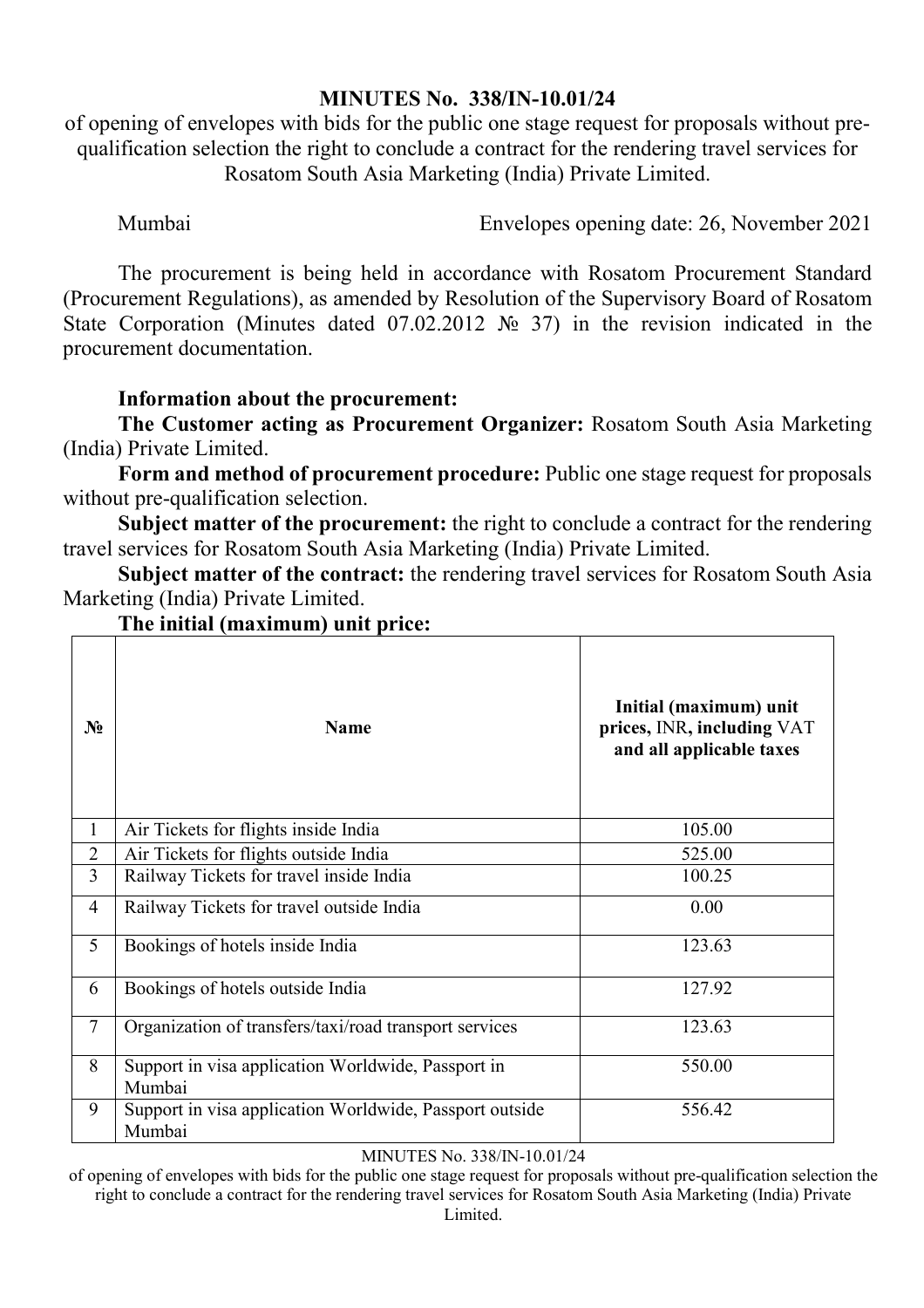**MINUTES No. 338/IN-10.01/24**

of opening of envelopes with bids for the public one stage request for proposals without pre-qualification selection the right to conclude a contract for the rendering travel services for Rosatom South Asia Marketing (India) Private Limited.

Mumbai Envelopes opening date: 26, November 2021

The procurement is being held in accordance with Rosatom Procurement Standard (Procurement Regulations), as amended by Resolution of the Supervisory Board of Rosatom State Corporation (Minutes dated 07.02.2012 № 37) in the revision indicated in the procurement documentation.

**Information about the procurement:**

**The Customer acting as Procurement Organizer:** Rosatom South Asia Marketing (India) Private Limited.

**Form and method of procurement procedure:** Public one stage request for proposals without pre-qualification selection.

**Subject matter of the procurement:** the right to conclude a contract for the rendering travel services for Rosatom South Asia Marketing (India) Private Limited.

**Subject matter of the contract:** the rendering travel services for Rosatom South Asia Marketing (India) Private Limited.

**The initial (maximum) unit price:**

| № | Name | Initial (maximum) unit prices, INR, including VAT and all applicable taxes |
|---|---|---|
| 1 | Air Tickets for flights inside India | 105.00 |
| 2 | Air Tickets for flights outside India | 525.00 |
| 3 | Railway Tickets for travel inside India | 100.25 |
| 4 | Railway Tickets for travel outside India | 0.00 |
| 5 | Bookings of hotels inside India | 123.63 |
| 6 | Bookings of hotels outside India | 127.92 |
| 7 | Organization of transfers/taxi/road transport services | 123.63 |
| 8 | Support in visa application Worldwide, Passport in Mumbai | 550.00 |
| 9 | Support in visa application Worldwide, Passport outside Mumbai | 556.42 |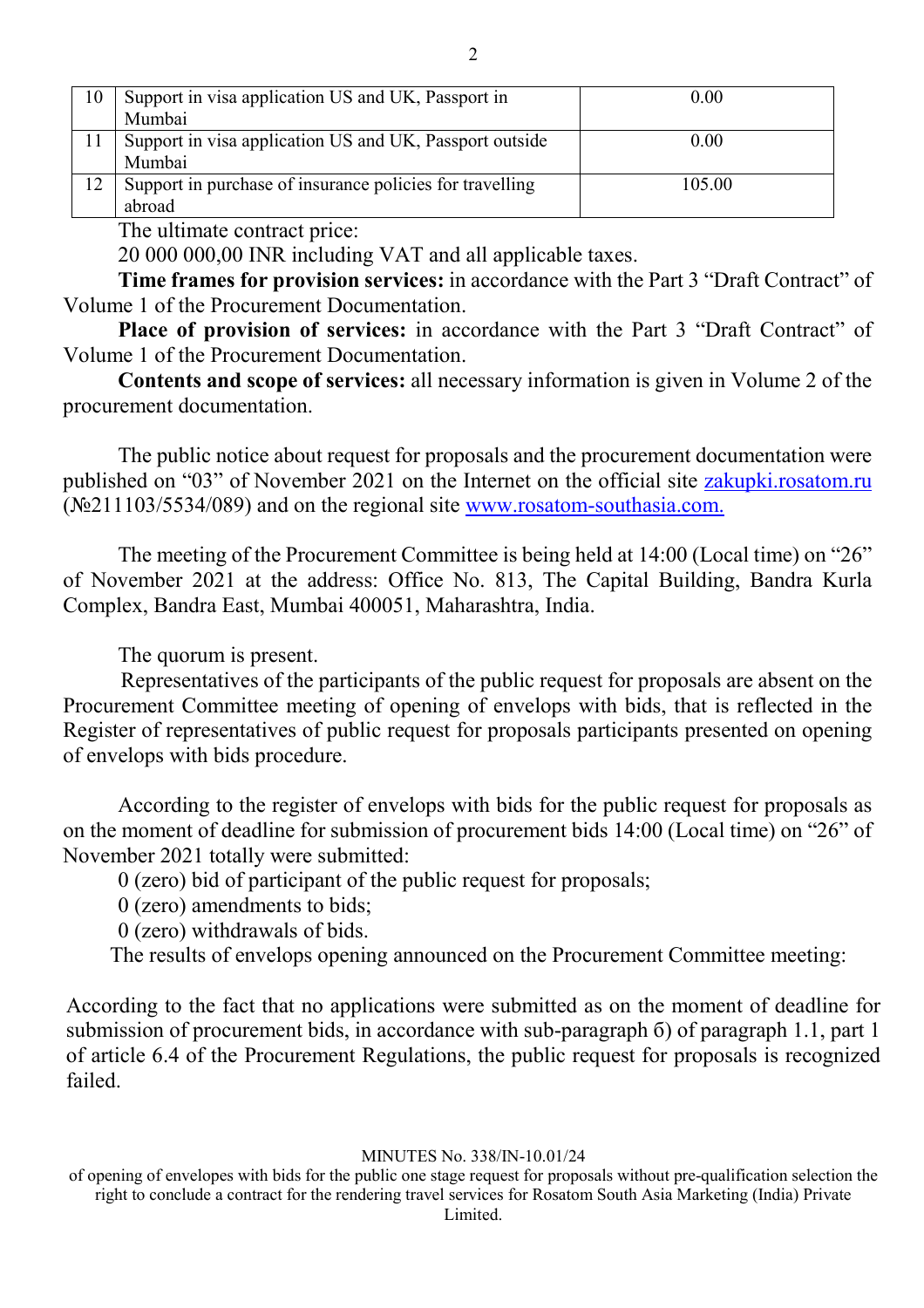| | | |
|---|---|---|
| 10 | Support in visa application US and UK, Passport in Mumbai | 0.00 |
| 11 | Support in visa application US and UK, Passport outside Mumbai | 0.00 |
| 12 | Support in purchase of insurance policies for travelling abroad | 105.00 |

The ultimate contract price:

20 000 000,00 INR including VAT and all applicable taxes.

**Time frames for provision services:** in accordance with the Part 3 "Draft Contract" of Volume 1 of the Procurement Documentation.

**Place of provision of services:** in accordance with the Part 3 "Draft Contract" of Volume 1 of the Procurement Documentation.

**Contents and scope of services:** all necessary information is given in Volume 2 of the procurement documentation.

The public notice about request for proposals and the procurement documentation were published on "03" of November 2021 on the Internet on the official site zakupki.rosatom.ru (№211103/5534/089) and on the regional site www.rosatom-southasia.com.

The meeting of the Procurement Committee is being held at 14:00 (Local time) on "26" of November 2021 at the address: Office No. 813, The Capital Building, Bandra Kurla Complex, Bandra East, Mumbai 400051, Maharashtra, India.

The quorum is present.

Representatives of the participants of the public request for proposals are absent on the Procurement Committee meeting of opening of envelops with bids, that is reflected in the Register of representatives of public request for proposals participants presented on opening of envelops with bids procedure.

According to the register of envelops with bids for the public request for proposals as on the moment of deadline for submission of procurement bids 14:00 (Local time) on "26" of November 2021 totally were submitted:

0 (zero) bid of participant of the public request for proposals;

0 (zero) amendments to bids;

0 (zero) withdrawals of bids.

The results of envelops opening announced on the Procurement Committee meeting:

According to the fact that no applications were submitted as on the moment of deadline for submission of procurement bids, in accordance with sub-paragraph б) of paragraph 1.1, part 1 of article 6.4 of the Procurement Regulations, the public request for proposals is recognized failed.